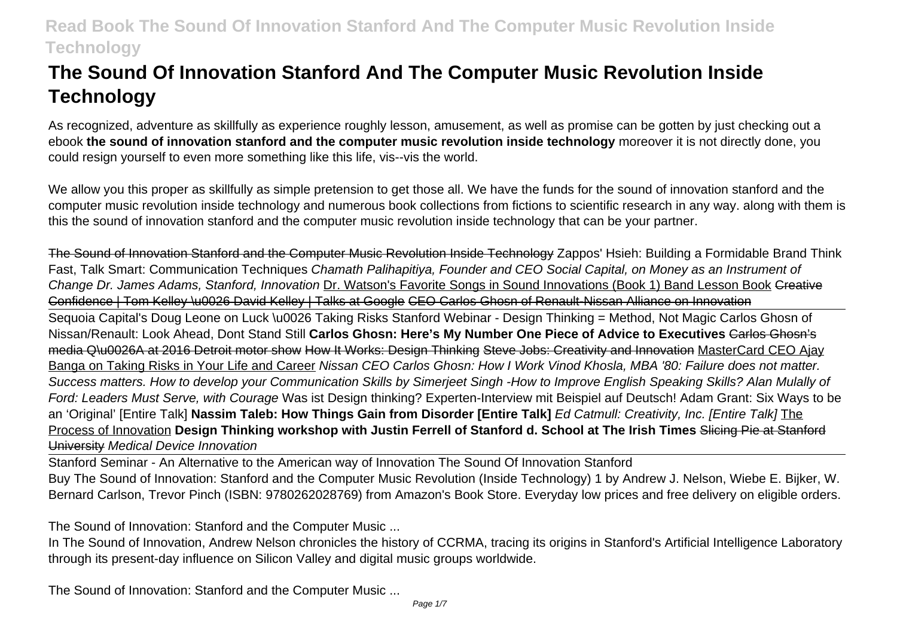# The Sound Of Innovation Stanford And The Computer Music Revolution Inside Technology

As recognized, adventure as skillfully as experience roughly lesson, amusement, as well as promise can be gotten by just checking out a ebook **the sound of innovation stanford and the computer music revolution inside technology** moreover it is not directly done, you could resign yourself to even more something like this life, vis--vis the world.

We allow you this proper as skillfully as simple pretension to get those all. We have the funds for the sound of innovation stanford and the computer music revolution inside technology and numerous book collections from fictions to scientific research in any way. along with them is this the sound of innovation stanford and the computer music revolution inside technology that can be your partner.

~~The Sound of Innovation Stanford and the Computer Music Revolution Inside Technology~~ Zappos' Hsieh: Building a Formidable Brand Think Fast, Talk Smart: Communication Techniques *Chamath Palihapitiya, Founder and CEO Social Capital, on Money as an Instrument of Change Dr. James Adams, Stanford, Innovation* Dr. Watson's Favorite Songs in Sound Innovations (Book 1) Band Lesson Book ~~Creative Confidence | Tom Kelley \u0026 David Kelley | Talks at Google~~ ~~CEO Carlos Ghosn of Renault-Nissan Alliance on Innovation~~

Sequoia Capital's Doug Leone on Luck \u0026 Taking Risks Stanford Webinar - Design Thinking = Method, Not Magic Carlos Ghosn of Nissan/Renault: Look Ahead, Dont Stand Still **Carlos Ghosn: Here's My Number One Piece of Advice to Executives** ~~Carlos Ghosn's media Q\u0026A at 2016 Detroit motor show~~ How It Works: Design Thinking Steve Jobs: Creativity and Innovation MasterCard CEO Ajay Banga on Taking Risks in Your Life and Career *Nissan CEO Carlos Ghosn: How I Work Vinod Khosla, MBA '80: Failure does not matter. Success matters. How to develop your Communication Skills by Simerjeet Singh -How to Improve English Speaking Skills? Alan Mulally of Ford: Leaders Must Serve, with Courage* Was ist Design thinking? Experten-Interview mit Beispiel auf Deutsch! Adam Grant: Six Ways to be an 'Original' [Entire Talk] **Nassim Taleb: How Things Gain from Disorder [Entire Talk]** *Ed Catmull: Creativity, Inc. [Entire Talk]* The Process of Innovation **Design Thinking workshop with Justin Ferrell of Stanford d. School at The Irish Times** ~~Slicing Pie at Stanford University~~ *Medical Device Innovation*

Stanford Seminar - An Alternative to the American way of Innovation The Sound Of Innovation Stanford

Buy The Sound of Innovation: Stanford and the Computer Music Revolution (Inside Technology) 1 by Andrew J. Nelson, Wiebe E. Bijker, W. Bernard Carlson, Trevor Pinch (ISBN: 9780262028769) from Amazon's Book Store. Everyday low prices and free delivery on eligible orders.

The Sound of Innovation: Stanford and the Computer Music ...

In The Sound of Innovation, Andrew Nelson chronicles the history of CCRMA, tracing its origins in Stanford's Artificial Intelligence Laboratory through its present-day influence on Silicon Valley and digital music groups worldwide.

The Sound of Innovation: Stanford and the Computer Music ...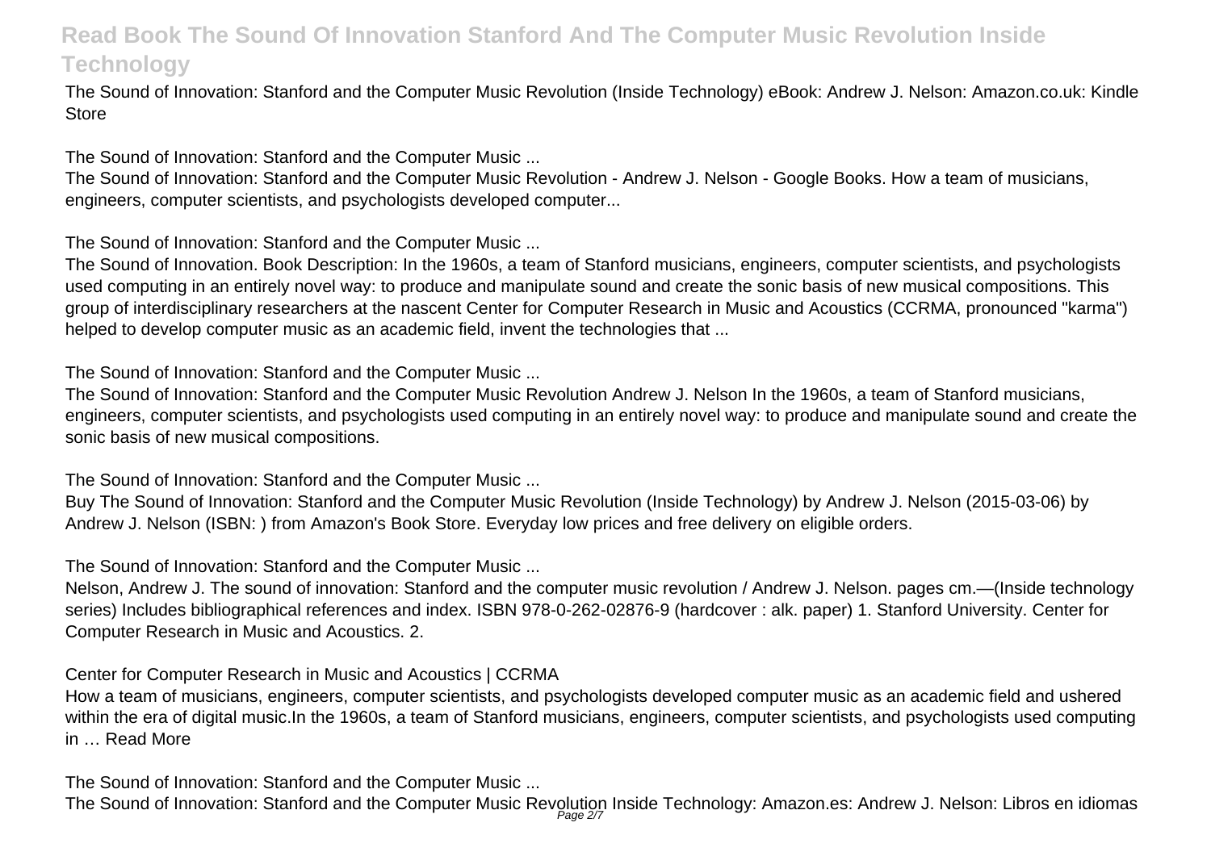The Sound of Innovation: Stanford and the Computer Music Revolution (Inside Technology) eBook: Andrew J. Nelson: Amazon.co.uk: Kindle Store

The Sound of Innovation: Stanford and the Computer Music ...

The Sound of Innovation: Stanford and the Computer Music Revolution - Andrew J. Nelson - Google Books. How a team of musicians, engineers, computer scientists, and psychologists developed computer...

The Sound of Innovation: Stanford and the Computer Music ...

The Sound of Innovation. Book Description: In the 1960s, a team of Stanford musicians, engineers, computer scientists, and psychologists used computing in an entirely novel way: to produce and manipulate sound and create the sonic basis of new musical compositions. This group of interdisciplinary researchers at the nascent Center for Computer Research in Music and Acoustics (CCRMA, pronounced "karma") helped to develop computer music as an academic field, invent the technologies that ...

The Sound of Innovation: Stanford and the Computer Music ...

The Sound of Innovation: Stanford and the Computer Music Revolution Andrew J. Nelson In the 1960s, a team of Stanford musicians, engineers, computer scientists, and psychologists used computing in an entirely novel way: to produce and manipulate sound and create the sonic basis of new musical compositions.

The Sound of Innovation: Stanford and the Computer Music ...

Buy The Sound of Innovation: Stanford and the Computer Music Revolution (Inside Technology) by Andrew J. Nelson (2015-03-06) by Andrew J. Nelson (ISBN: ) from Amazon's Book Store. Everyday low prices and free delivery on eligible orders.

The Sound of Innovation: Stanford and the Computer Music ...

Nelson, Andrew J. The sound of innovation: Stanford and the computer music revolution / Andrew J. Nelson. pages cm.—(Inside technology series) Includes bibliographical references and index. ISBN 978-0-262-02876-9 (hardcover : alk. paper) 1. Stanford University. Center for Computer Research in Music and Acoustics. 2.

Center for Computer Research in Music and Acoustics | CCRMA

How a team of musicians, engineers, computer scientists, and psychologists developed computer music as an academic field and ushered within the era of digital music.In the 1960s, a team of Stanford musicians, engineers, computer scientists, and psychologists used computing in … Read More

The Sound of Innovation: Stanford and the Computer Music ...

The Sound of Innovation: Stanford and the Computer Music Revolution Inside Technology: Amazon.es: Andrew J. Nelson: Libros en idiomas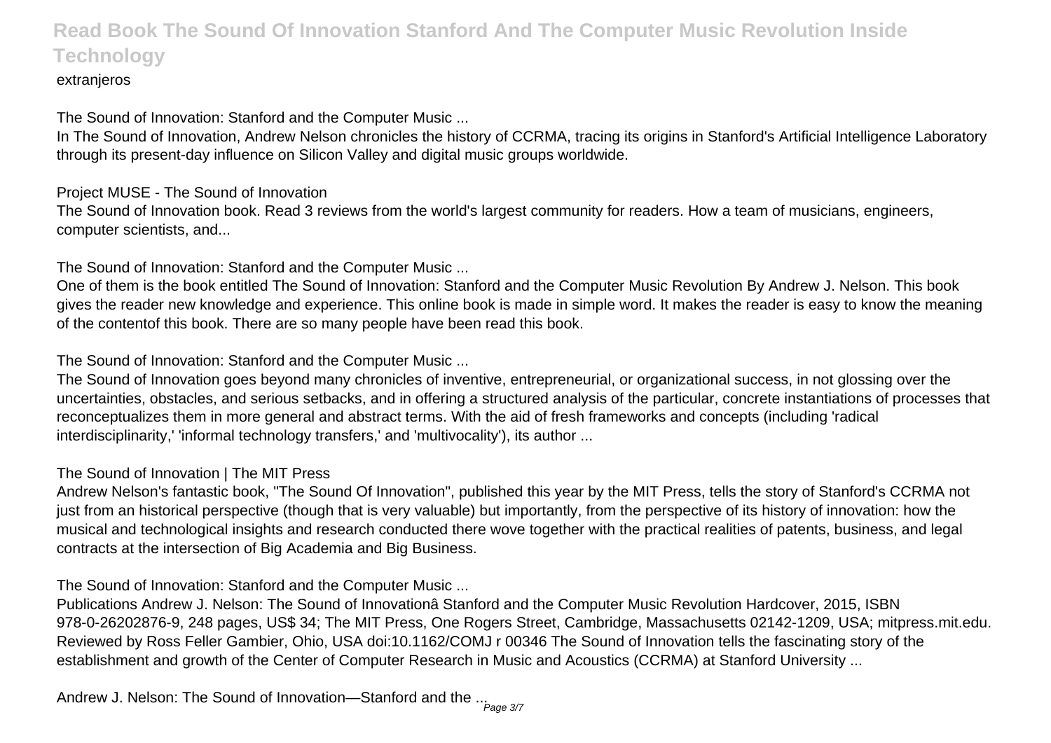extranjeros

The Sound of Innovation: Stanford and the Computer Music ...

In The Sound of Innovation, Andrew Nelson chronicles the history of CCRMA, tracing its origins in Stanford's Artificial Intelligence Laboratory through its present-day influence on Silicon Valley and digital music groups worldwide.

Project MUSE - The Sound of Innovation

The Sound of Innovation book. Read 3 reviews from the world's largest community for readers. How a team of musicians, engineers, computer scientists, and...

The Sound of Innovation: Stanford and the Computer Music ...

One of them is the book entitled The Sound of Innovation: Stanford and the Computer Music Revolution By Andrew J. Nelson. This book gives the reader new knowledge and experience. This online book is made in simple word. It makes the reader is easy to know the meaning of the contentof this book. There are so many people have been read this book.

The Sound of Innovation: Stanford and the Computer Music ...

The Sound of Innovation goes beyond many chronicles of inventive, entrepreneurial, or organizational success, in not glossing over the uncertainties, obstacles, and serious setbacks, and in offering a structured analysis of the particular, concrete instantiations of processes that reconceptualizes them in more general and abstract terms. With the aid of fresh frameworks and concepts (including 'radical interdisciplinarity,' 'informal technology transfers,' and 'multivocality'), its author ...

The Sound of Innovation | The MIT Press

Andrew Nelson's fantastic book, "The Sound Of Innovation", published this year by the MIT Press, tells the story of Stanford's CCRMA not just from an historical perspective (though that is very valuable) but importantly, from the perspective of its history of innovation: how the musical and technological insights and research conducted there wove together with the practical realities of patents, business, and legal contracts at the intersection of Big Academia and Big Business.

The Sound of Innovation: Stanford and the Computer Music ...

Publications Andrew J. Nelson: The Sound of Innovationâ Stanford and the Computer Music Revolution Hardcover, 2015, ISBN 978-0-26202876-9, 248 pages, US$ 34; The MIT Press, One Rogers Street, Cambridge, Massachusetts 02142-1209, USA; mitpress.mit.edu. Reviewed by Ross Feller Gambier, Ohio, USA doi:10.1162/COMJ r 00346 The Sound of Innovation tells the fascinating story of the establishment and growth of the Center of Computer Research in Music and Acoustics (CCRMA) at Stanford University ...

Andrew J. Nelson: The Sound of Innovation—Stanford and the ...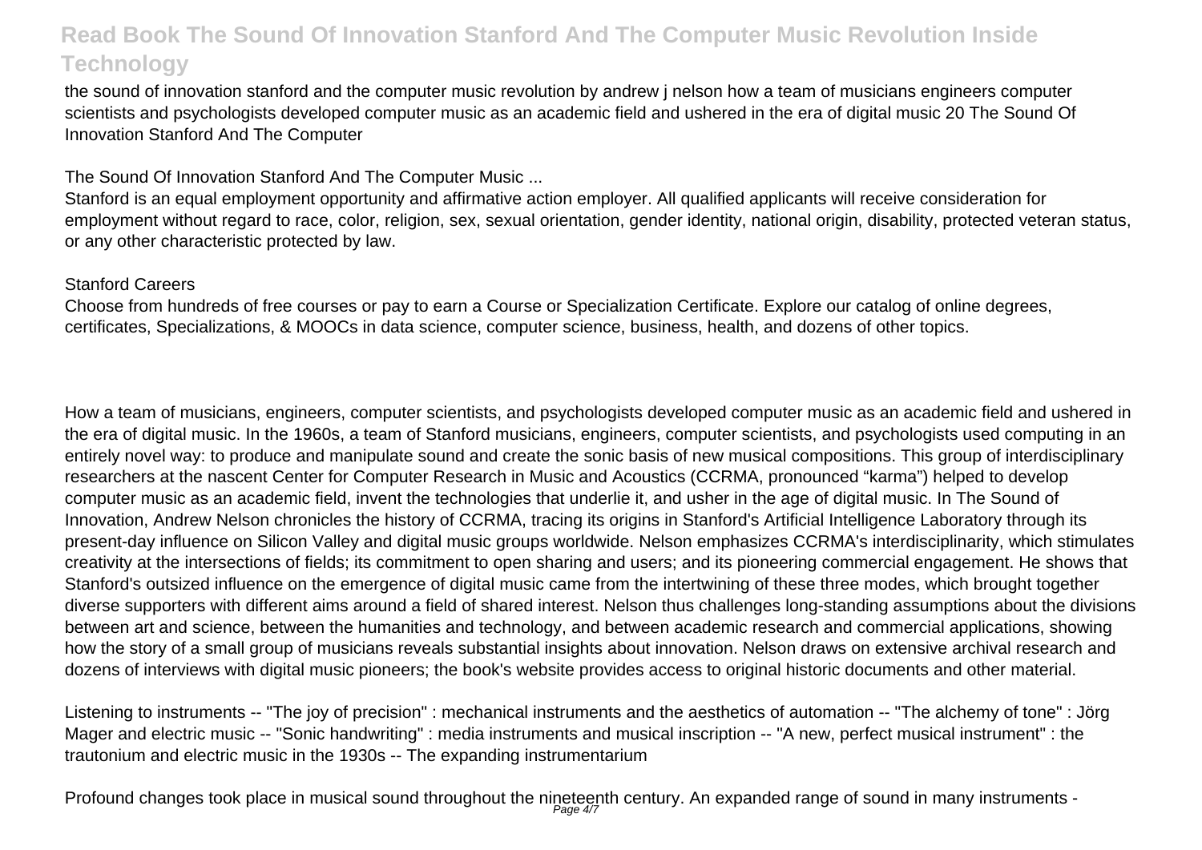the sound of innovation stanford and the computer music revolution by andrew j nelson how a team of musicians engineers computer scientists and psychologists developed computer music as an academic field and ushered in the era of digital music 20 The Sound Of Innovation Stanford And The Computer

The Sound Of Innovation Stanford And The Computer Music ...

Stanford is an equal employment opportunity and affirmative action employer. All qualified applicants will receive consideration for employment without regard to race, color, religion, sex, sexual orientation, gender identity, national origin, disability, protected veteran status, or any other characteristic protected by law.

Stanford Careers

Choose from hundreds of free courses or pay to earn a Course or Specialization Certificate. Explore our catalog of online degrees, certificates, Specializations, & MOOCs in data science, computer science, business, health, and dozens of other topics.

How a team of musicians, engineers, computer scientists, and psychologists developed computer music as an academic field and ushered in the era of digital music. In the 1960s, a team of Stanford musicians, engineers, computer scientists, and psychologists used computing in an entirely novel way: to produce and manipulate sound and create the sonic basis of new musical compositions. This group of interdisciplinary researchers at the nascent Center for Computer Research in Music and Acoustics (CCRMA, pronounced "karma") helped to develop computer music as an academic field, invent the technologies that underlie it, and usher in the age of digital music. In The Sound of Innovation, Andrew Nelson chronicles the history of CCRMA, tracing its origins in Stanford's Artificial Intelligence Laboratory through its present-day influence on Silicon Valley and digital music groups worldwide. Nelson emphasizes CCRMA's interdisciplinarity, which stimulates creativity at the intersections of fields; its commitment to open sharing and users; and its pioneering commercial engagement. He shows that Stanford's outsized influence on the emergence of digital music came from the intertwining of these three modes, which brought together diverse supporters with different aims around a field of shared interest. Nelson thus challenges long-standing assumptions about the divisions between art and science, between the humanities and technology, and between academic research and commercial applications, showing how the story of a small group of musicians reveals substantial insights about innovation. Nelson draws on extensive archival research and dozens of interviews with digital music pioneers; the book's website provides access to original historic documents and other material.

Listening to instruments -- "The joy of precision" : mechanical instruments and the aesthetics of automation -- "The alchemy of tone" : Jörg Mager and electric music -- "Sonic handwriting" : media instruments and musical inscription -- "A new, perfect musical instrument" : the trautonium and electric music in the 1930s -- The expanding instrumentarium

Profound changes took place in musical sound throughout the nineteenth century. An expanded range of sound in many instruments -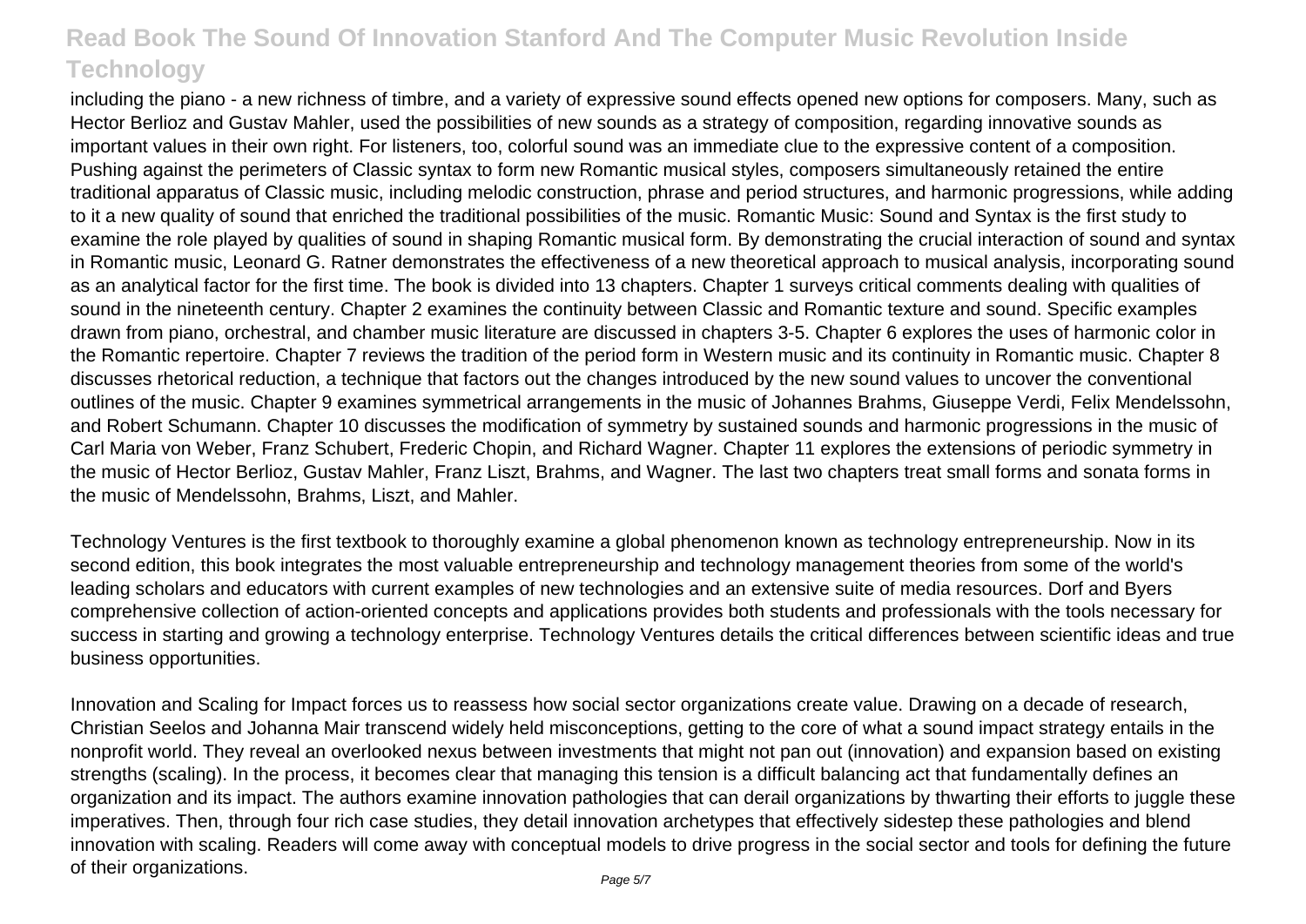including the piano - a new richness of timbre, and a variety of expressive sound effects opened new options for composers. Many, such as Hector Berlioz and Gustav Mahler, used the possibilities of new sounds as a strategy of composition, regarding innovative sounds as important values in their own right. For listeners, too, colorful sound was an immediate clue to the expressive content of a composition. Pushing against the perimeters of Classic syntax to form new Romantic musical styles, composers simultaneously retained the entire traditional apparatus of Classic music, including melodic construction, phrase and period structures, and harmonic progressions, while adding to it a new quality of sound that enriched the traditional possibilities of the music. Romantic Music: Sound and Syntax is the first study to examine the role played by qualities of sound in shaping Romantic musical form. By demonstrating the crucial interaction of sound and syntax in Romantic music, Leonard G. Ratner demonstrates the effectiveness of a new theoretical approach to musical analysis, incorporating sound as an analytical factor for the first time. The book is divided into 13 chapters. Chapter 1 surveys critical comments dealing with qualities of sound in the nineteenth century. Chapter 2 examines the continuity between Classic and Romantic texture and sound. Specific examples drawn from piano, orchestral, and chamber music literature are discussed in chapters 3-5. Chapter 6 explores the uses of harmonic color in the Romantic repertoire. Chapter 7 reviews the tradition of the period form in Western music and its continuity in Romantic music. Chapter 8 discusses rhetorical reduction, a technique that factors out the changes introduced by the new sound values to uncover the conventional outlines of the music. Chapter 9 examines symmetrical arrangements in the music of Johannes Brahms, Giuseppe Verdi, Felix Mendelssohn, and Robert Schumann. Chapter 10 discusses the modification of symmetry by sustained sounds and harmonic progressions in the music of Carl Maria von Weber, Franz Schubert, Frederic Chopin, and Richard Wagner. Chapter 11 explores the extensions of periodic symmetry in the music of Hector Berlioz, Gustav Mahler, Franz Liszt, Brahms, and Wagner. The last two chapters treat small forms and sonata forms in the music of Mendelssohn, Brahms, Liszt, and Mahler.

Technology Ventures is the first textbook to thoroughly examine a global phenomenon known as technology entrepreneurship. Now in its second edition, this book integrates the most valuable entrepreneurship and technology management theories from some of the world's leading scholars and educators with current examples of new technologies and an extensive suite of media resources. Dorf and Byers comprehensive collection of action-oriented concepts and applications provides both students and professionals with the tools necessary for success in starting and growing a technology enterprise. Technology Ventures details the critical differences between scientific ideas and true business opportunities.

Innovation and Scaling for Impact forces us to reassess how social sector organizations create value. Drawing on a decade of research, Christian Seelos and Johanna Mair transcend widely held misconceptions, getting to the core of what a sound impact strategy entails in the nonprofit world. They reveal an overlooked nexus between investments that might not pan out (innovation) and expansion based on existing strengths (scaling). In the process, it becomes clear that managing this tension is a difficult balancing act that fundamentally defines an organization and its impact. The authors examine innovation pathologies that can derail organizations by thwarting their efforts to juggle these imperatives. Then, through four rich case studies, they detail innovation archetypes that effectively sidestep these pathologies and blend innovation with scaling. Readers will come away with conceptual models to drive progress in the social sector and tools for defining the future of their organizations.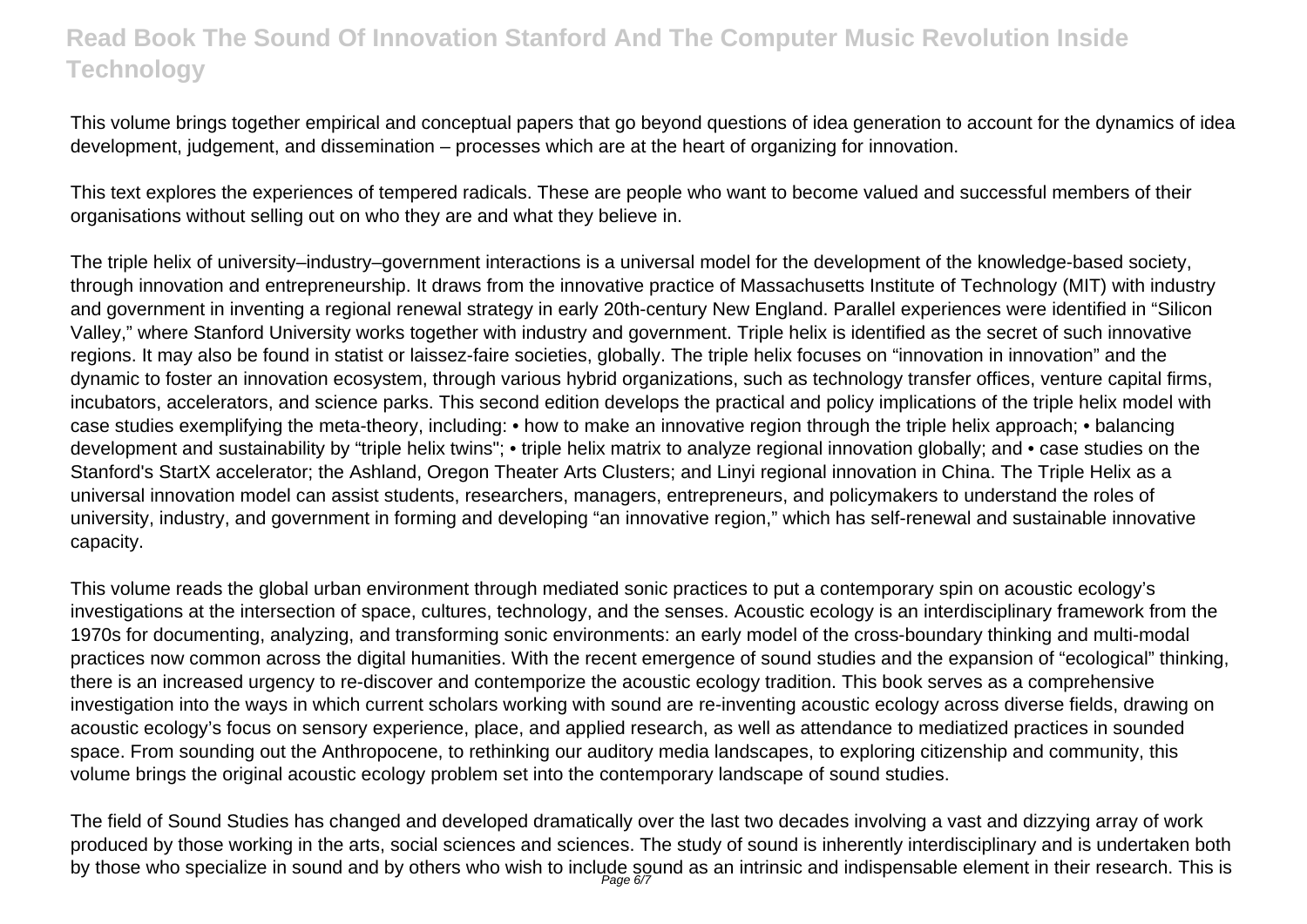This volume brings together empirical and conceptual papers that go beyond questions of idea generation to account for the dynamics of idea development, judgement, and dissemination – processes which are at the heart of organizing for innovation.

This text explores the experiences of tempered radicals. These are people who want to become valued and successful members of their organisations without selling out on who they are and what they believe in.

The triple helix of university–industry–government interactions is a universal model for the development of the knowledge-based society, through innovation and entrepreneurship. It draws from the innovative practice of Massachusetts Institute of Technology (MIT) with industry and government in inventing a regional renewal strategy in early 20th-century New England. Parallel experiences were identified in "Silicon Valley," where Stanford University works together with industry and government. Triple helix is identified as the secret of such innovative regions. It may also be found in statist or laissez-faire societies, globally. The triple helix focuses on "innovation in innovation" and the dynamic to foster an innovation ecosystem, through various hybrid organizations, such as technology transfer offices, venture capital firms, incubators, accelerators, and science parks. This second edition develops the practical and policy implications of the triple helix model with case studies exemplifying the meta-theory, including: • how to make an innovative region through the triple helix approach; • balancing development and sustainability by "triple helix twins"; • triple helix matrix to analyze regional innovation globally; and • case studies on the Stanford's StartX accelerator; the Ashland, Oregon Theater Arts Clusters; and Linyi regional innovation in China. The Triple Helix as a universal innovation model can assist students, researchers, managers, entrepreneurs, and policymakers to understand the roles of university, industry, and government in forming and developing "an innovative region," which has self-renewal and sustainable innovative capacity.

This volume reads the global urban environment through mediated sonic practices to put a contemporary spin on acoustic ecology's investigations at the intersection of space, cultures, technology, and the senses. Acoustic ecology is an interdisciplinary framework from the 1970s for documenting, analyzing, and transforming sonic environments: an early model of the cross-boundary thinking and multi-modal practices now common across the digital humanities. With the recent emergence of sound studies and the expansion of "ecological" thinking, there is an increased urgency to re-discover and contemporize the acoustic ecology tradition. This book serves as a comprehensive investigation into the ways in which current scholars working with sound are re-inventing acoustic ecology across diverse fields, drawing on acoustic ecology's focus on sensory experience, place, and applied research, as well as attendance to mediatized practices in sounded space. From sounding out the Anthropocene, to rethinking our auditory media landscapes, to exploring citizenship and community, this volume brings the original acoustic ecology problem set into the contemporary landscape of sound studies.

The field of Sound Studies has changed and developed dramatically over the last two decades involving a vast and dizzying array of work produced by those working in the arts, social sciences and sciences. The study of sound is inherently interdisciplinary and is undertaken both by those who specialize in sound and by others who wish to include sound as an intrinsic and indispensable element in their research. This is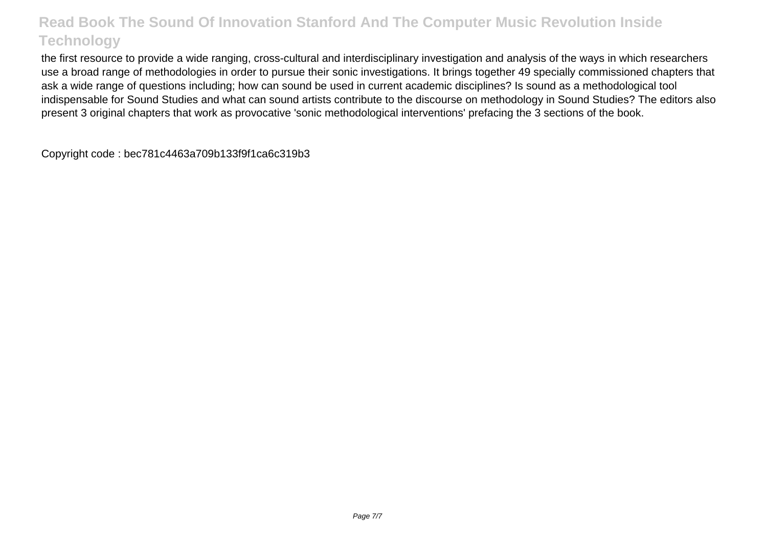the first resource to provide a wide ranging, cross-cultural and interdisciplinary investigation and analysis of the ways in which researchers use a broad range of methodologies in order to pursue their sonic investigations. It brings together 49 specially commissioned chapters that ask a wide range of questions including; how can sound be used in current academic disciplines? Is sound as a methodological tool indispensable for Sound Studies and what can sound artists contribute to the discourse on methodology in Sound Studies? The editors also present 3 original chapters that work as provocative 'sonic methodological interventions' prefacing the 3 sections of the book.

Copyright code : bec781c4463a709b133f9f1ca6c319b3